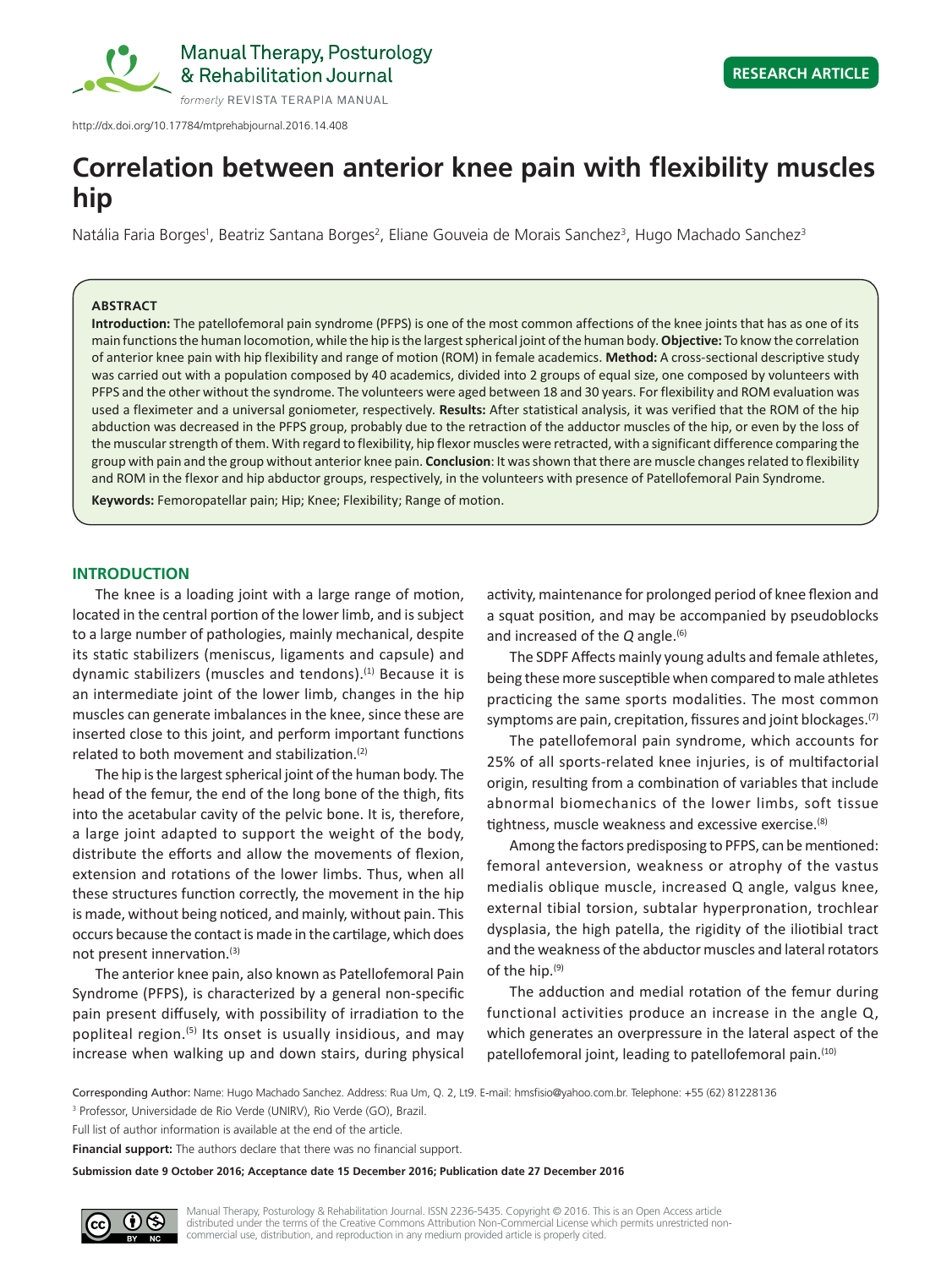Manual Therapy, Posturology & Rehabilitation Journal

formerly REVISTA TERAPIA MANUAL

**RESEARCH ARTICLE**

http://dx.doi.org/10.17784/mtprehabjournal.2016.14.408

# Correlation between anterior knee pain with flexibility muscles hip

Natália Faria Borges[1], Beatriz Santana Borges[2], Eliane Gouveia de Morais Sanchez[3], Hugo Machado Sanchez[3]

## ABSTRACT

**Introduction:** The patellofemoral pain syndrome (PFPS) is one of the most common affections of the knee joints that has as one of its main functions the human locomotion, while the hip is the largest spherical joint of the human body. **Objective:** To know the correlation of anterior knee pain with hip flexibility and range of motion (ROM) in female academics. **Method:** A cross-sectional descriptive study was carried out with a population composed by 40 academics, divided into 2 groups of equal size, one composed by volunteers with PFPS and the other without the syndrome. The volunteers were aged between 18 and 30 years. For flexibility and ROM evaluation was used a fleximeter and a universal goniometer, respectively. **Results:** After statistical analysis, it was verified that the ROM of the hip abduction was decreased in the PFPS group, probably due to the retraction of the adductor muscles of the hip, or even by the loss of the muscular strength of them. With regard to flexibility, hip flexor muscles were retracted, with a significant difference comparing the group with pain and the group without anterior knee pain. **Conclusion**: It was shown that there are muscle changes related to flexibility and ROM in the flexor and hip abductor groups, respectively, in the volunteers with presence of Patellofemoral Pain Syndrome.

**Keywords:** Femoropatellar pain; Hip; Knee; Flexibility; Range of motion.

## INTRODUCTION

The knee is a loading joint with a large range of motion, located in the central portion of the lower limb, and is subject to a large number of pathologies, mainly mechanical, despite its static stabilizers (meniscus, ligaments and capsule) and dynamic stabilizers (muscles and tendons).[1] Because it is an intermediate joint of the lower limb, changes in the hip muscles can generate imbalances in the knee, since these are inserted close to this joint, and perform important functions related to both movement and stabilization.[2]

The hip is the largest spherical joint of the human body. The head of the femur, the end of the long bone of the thigh, fits into the acetabular cavity of the pelvic bone. It is, therefore, a large joint adapted to support the weight of the body, distribute the efforts and allow the movements of flexion, extension and rotations of the lower limbs. Thus, when all these structures function correctly, the movement in the hip is made, without being noticed, and mainly, without pain. This occurs because the contact is made in the cartilage, which does not present innervation.[3]

The anterior knee pain, also known as Patellofemoral Pain Syndrome (PFPS), is characterized by a general non-specific pain present diffusely, with possibility of irradiation to the popliteal region.[5] Its onset is usually insidious, and may increase when walking up and down stairs, during physical activity, maintenance for prolonged period of knee flexion and a squat position, and may be accompanied by pseudoblocks and increased of the *Q* angle.[6]

The SDPF Affects mainly young adults and female athletes, being these more susceptible when compared to male athletes practicing the same sports modalities. The most common symptoms are pain, crepitation, fissures and joint blockages.[7]

The patellofemoral pain syndrome, which accounts for 25% of all sports-related knee injuries, is of multifactorial origin, resulting from a combination of variables that include abnormal biomechanics of the lower limbs, soft tissue tightness, muscle weakness and excessive exercise.[8]

Among the factors predisposing to PFPS, can be mentioned: femoral anteversion, weakness or atrophy of the vastus medialis oblique muscle, increased Q angle, valgus knee, external tibial torsion, subtalar hyperpronation, trochlear dysplasia, the high patella, the rigidity of the iliotibial tract and the weakness of the abductor muscles and lateral rotators of the hip.[9]

The adduction and medial rotation of the femur during functional activities produce an increase in the angle Q, which generates an overpressure in the lateral aspect of the patellofemoral joint, leading to patellofemoral pain.[10]

Corresponding Author: Name: Hugo Machado Sanchez. Address: Rua Um, Q. 2, Lt9. E-mail: hmsfisio@yahoo.com.br. Telephone: +55 (62) 81228136

[3] Professor, Universidade de Rio Verde (UNIRV), Rio Verde (GO), Brazil.

Full list of author information is available at the end of the article.

**Financial support:** The authors declare that there was no financial support.

**Submission date 9 October 2016; Acceptance date 15 December 2016; Publication date 27 December 2016**

Manual Therapy, Posturology & Rehabilitation Journal. ISSN 2236-5435. Copyright © 2016. This is an Open Access article distributed under the terms of the Creative Commons Attribution Non-Commercial License which permits unrestricted non-commercial use, distribution, and reproduction in any medium provided article is properly cited.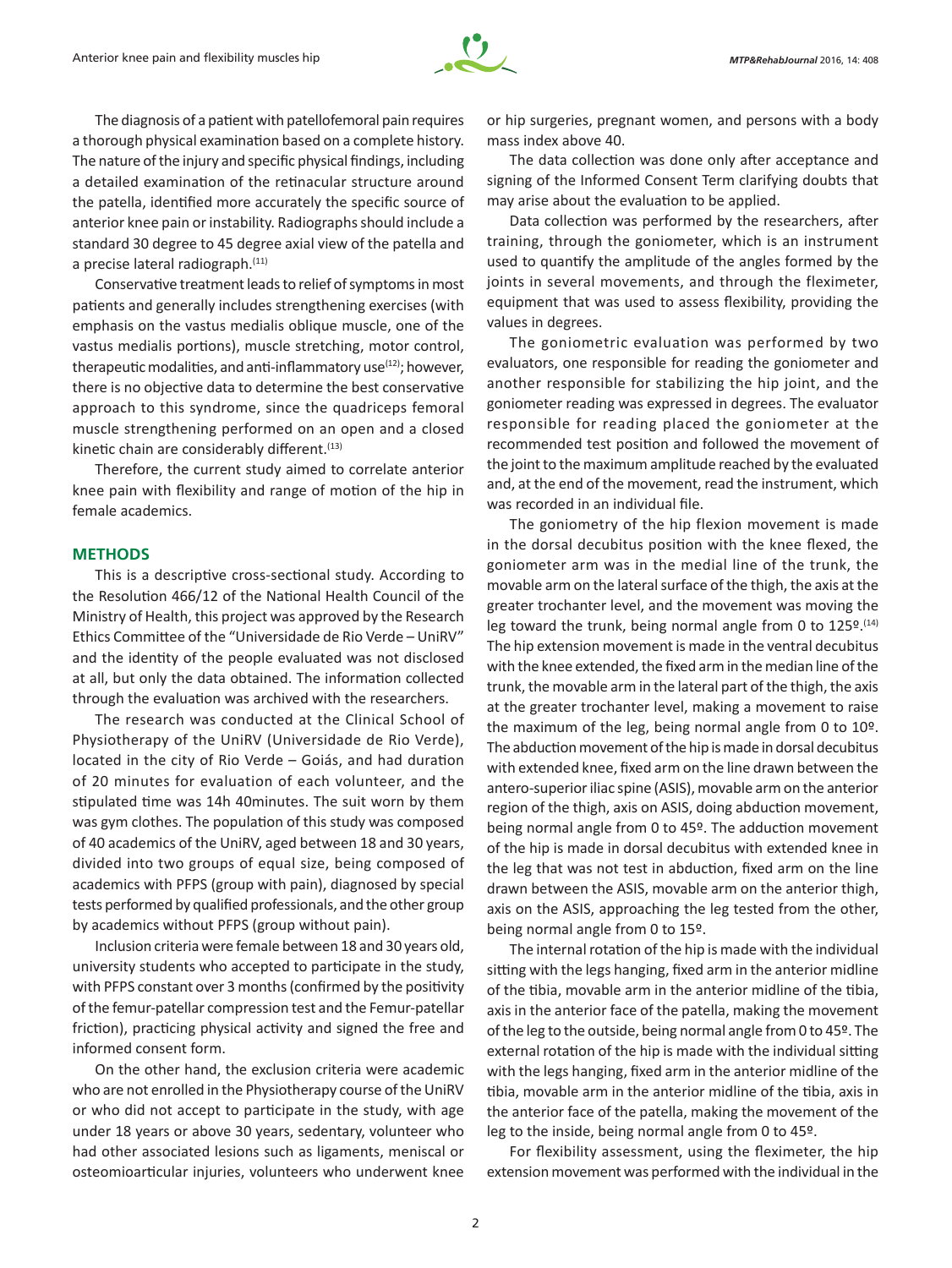The diagnosis of a patient with patellofemoral pain requires a thorough physical examination based on a complete history. The nature of the injury and specific physical findings, including a detailed examination of the retinacular structure around the patella, identified more accurately the specific source of anterior knee pain or instability. Radiographs should include a standard 30 degree to 45 degree axial view of the patella and a precise lateral radiograph.[11]

Conservative treatment leads to relief of symptoms in most patients and generally includes strengthening exercises (with emphasis on the vastus medialis oblique muscle, one of the vastus medialis portions), muscle stretching, motor control, therapeutic modalities, and anti-inflammatory use[12]; however, there is no objective data to determine the best conservative approach to this syndrome, since the quadriceps femoral muscle strengthening performed on an open and a closed kinetic chain are considerably different.[13]

Therefore, the current study aimed to correlate anterior knee pain with flexibility and range of motion of the hip in female academics.

## METHODS

This is a descriptive cross-sectional study. According to the Resolution 466/12 of the National Health Council of the Ministry of Health, this project was approved by the Research Ethics Committee of the "Universidade de Rio Verde – UniRV" and the identity of the people evaluated was not disclosed at all, but only the data obtained. The information collected through the evaluation was archived with the researchers.

The research was conducted at the Clinical School of Physiotherapy of the UniRV (Universidade de Rio Verde), located in the city of Rio Verde – Goiás, and had duration of 20 minutes for evaluation of each volunteer, and the stipulated time was 14h 40minutes. The suit worn by them was gym clothes. The population of this study was composed of 40 academics of the UniRV, aged between 18 and 30 years, divided into two groups of equal size, being composed of academics with PFPS (group with pain), diagnosed by special tests performed by qualified professionals, and the other group by academics without PFPS (group without pain).

Inclusion criteria were female between 18 and 30 years old, university students who accepted to participate in the study, with PFPS constant over 3 months (confirmed by the positivity of the femur-patellar compression test and the Femur-patellar friction), practicing physical activity and signed the free and informed consent form.

On the other hand, the exclusion criteria were academic who are not enrolled in the Physiotherapy course of the UniRV or who did not accept to participate in the study, with age under 18 years or above 30 years, sedentary, volunteer who had other associated lesions such as ligaments, meniscal or osteomioarticular injuries, volunteers who underwent knee or hip surgeries, pregnant women, and persons with a body mass index above 40.

The data collection was done only after acceptance and signing of the Informed Consent Term clarifying doubts that may arise about the evaluation to be applied.

Data collection was performed by the researchers, after training, through the goniometer, which is an instrument used to quantify the amplitude of the angles formed by the joints in several movements, and through the fleximeter, equipment that was used to assess flexibility, providing the values in degrees.

The goniometric evaluation was performed by two evaluators, one responsible for reading the goniometer and another responsible for stabilizing the hip joint, and the goniometer reading was expressed in degrees. The evaluator responsible for reading placed the goniometer at the recommended test position and followed the movement of the joint to the maximum amplitude reached by the evaluated and, at the end of the movement, read the instrument, which was recorded in an individual file.

The goniometry of the hip flexion movement is made in the dorsal decubitus position with the knee flexed, the goniometer arm was in the medial line of the trunk, the movable arm on the lateral surface of the thigh, the axis at the greater trochanter level, and the movement was moving the leg toward the trunk, being normal angle from 0 to 125º.[14] The hip extension movement is made in the ventral decubitus with the knee extended, the fixed arm in the median line of the trunk, the movable arm in the lateral part of the thigh, the axis at the greater trochanter level, making a movement to raise the maximum of the leg, being normal angle from 0 to 10º. The abduction movement of the hip is made in dorsal decubitus with extended knee, fixed arm on the line drawn between the antero-superior iliac spine (ASIS), movable arm on the anterior region of the thigh, axis on ASIS, doing abduction movement, being normal angle from 0 to 45º. The adduction movement of the hip is made in dorsal decubitus with extended knee in the leg that was not test in abduction, fixed arm on the line drawn between the ASIS, movable arm on the anterior thigh, axis on the ASIS, approaching the leg tested from the other, being normal angle from 0 to 15º.

The internal rotation of the hip is made with the individual sitting with the legs hanging, fixed arm in the anterior midline of the tibia, movable arm in the anterior midline of the tibia, axis in the anterior face of the patella, making the movement of the leg to the outside, being normal angle from 0 to 45º. The external rotation of the hip is made with the individual sitting with the legs hanging, fixed arm in the anterior midline of the tibia, movable arm in the anterior midline of the tibia, axis in the anterior face of the patella, making the movement of the leg to the inside, being normal angle from 0 to 45º.

For flexibility assessment, using the fleximeter, the hip extension movement was performed with the individual in the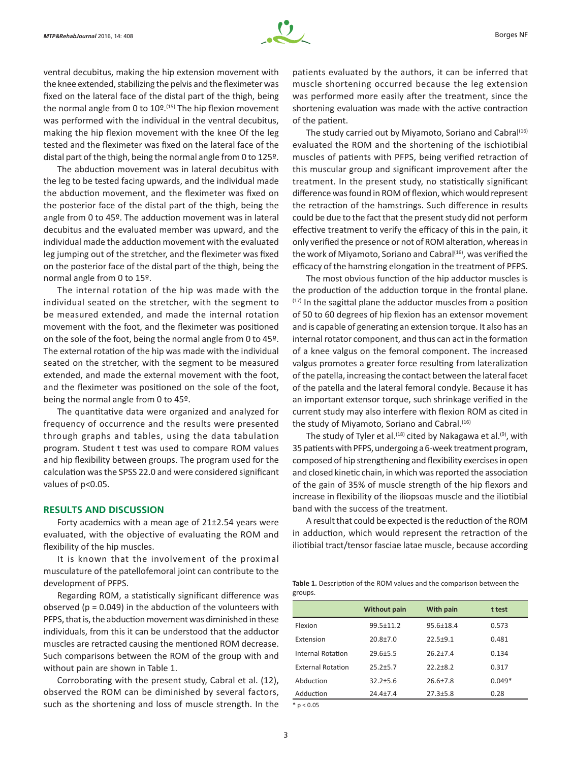ventral decubitus, making the hip extension movement with the knee extended, stabilizing the pelvis and the fleximeter was fixed on the lateral face of the distal part of the thigh, being the normal angle from 0 to 10º.[15] The hip flexion movement was performed with the individual in the ventral decubitus, making the hip flexion movement with the knee Of the leg tested and the fleximeter was fixed on the lateral face of the distal part of the thigh, being the normal angle from 0 to 125º.

The abduction movement was in lateral decubitus with the leg to be tested facing upwards, and the individual made the abduction movement, and the fleximeter was fixed on the posterior face of the distal part of the thigh, being the angle from 0 to 45º. The adduction movement was in lateral decubitus and the evaluated member was upward, and the individual made the adduction movement with the evaluated leg jumping out of the stretcher, and the fleximeter was fixed on the posterior face of the distal part of the thigh, being the normal angle from 0 to 15º.

The internal rotation of the hip was made with the individual seated on the stretcher, with the segment to be measured extended, and made the internal rotation movement with the foot, and the fleximeter was positioned on the sole of the foot, being the normal angle from 0 to 45º. The external rotation of the hip was made with the individual seated on the stretcher, with the segment to be measured extended, and made the external movement with the foot, and the fleximeter was positioned on the sole of the foot, being the normal angle from 0 to 45º.

The quantitative data were organized and analyzed for frequency of occurrence and the results were presented through graphs and tables, using the data tabulation program. Student t test was used to compare ROM values and hip flexibility between groups. The program used for the calculation was the SPSS 22.0 and were considered significant values of $p<0.05$.

## RESULTS AND DISCUSSION

Forty academics with a mean age of 21±2.54 years were evaluated, with the objective of evaluating the ROM and flexibility of the hip muscles.

It is known that the involvement of the proximal musculature of the patellofemoral joint can contribute to the development of PFPS.

Regarding ROM, a statistically significant difference was observed ($p = 0.049$) in the abduction of the volunteers with PFPS, that is, the abduction movement was diminished in these individuals, from this it can be understood that the adductor muscles are retracted causing the mentioned ROM decrease. Such comparisons between the ROM of the group with and without pain are shown in Table 1.

Corroborating with the present study, Cabral et al. (12), observed the ROM can be diminished by several factors, such as the shortening and loss of muscle strength. In the patients evaluated by the authors, it can be inferred that muscle shortening occurred because the leg extension was performed more easily after the treatment, since the shortening evaluation was made with the active contraction of the patient.

The study carried out by Miyamoto, Soriano and Cabral[16] evaluated the ROM and the shortening of the ischiotibial muscles of patients with PFPS, being verified retraction of this muscular group and significant improvement after the treatment. In the present study, no statistically significant difference was found in ROM of flexion, which would represent the retraction of the hamstrings. Such difference in results could be due to the fact that the present study did not perform effective treatment to verify the efficacy of this in the pain, it only verified the presence or not of ROM alteration, whereas in the work of Miyamoto, Soriano and Cabral[16], was verified the efficacy of the hamstring elongation in the treatment of PFPS.

The most obvious function of the hip adductor muscles is the production of the adduction torque in the frontal plane.[17] In the sagittal plane the adductor muscles from a position of 50 to 60 degrees of hip flexion has an extensor movement and is capable of generating an extension torque. It also has an internal rotator component, and thus can act in the formation of a knee valgus on the femoral component. The increased valgus promotes a greater force resulting from lateralization of the patella, increasing the contact between the lateral facet of the patella and the lateral femoral condyle. Because it has an important extensor torque, such shrinkage verified in the current study may also interfere with flexion ROM as cited in the study of Miyamoto, Soriano and Cabral.[16]

The study of Tyler et al.[18] cited by Nakagawa et al.[9], with 35 patients with PFPS, undergoing a 6-week treatment program, composed of hip strengthening and flexibility exercises in open and closed kinetic chain, in which was reported the association of the gain of 35% of muscle strength of the hip flexors and increase in flexibility of the iliopsoas muscle and the iliotibial band with the success of the treatment.

A result that could be expected is the reduction of the ROM in adduction, which would represent the retraction of the iliotibial tract/tensor fasciae latae muscle, because according

**Table 1.** Description of the ROM values and the comparison between the groups.

| | Without pain | With pain | t test |
|---|---|---|---|
| Flexion | 99.5±11.2 | 95.6±18.4 | 0.573 |
| Extension | 20.8±7.0 | 22.5±9.1 | 0.481 |
| Internal Rotation | 29.6±5.5 | 26.2±7.4 | 0.134 |
| External Rotation | 25.2±5.7 | 22.2±8.2 | 0.317 |
| Abduction | 32.2±5.6 | 26.6±7.8 | 0.049* |
| Adduction | 24.4±7.4 | 27.3±5.8 | 0.28 |

\* $p < 0.05$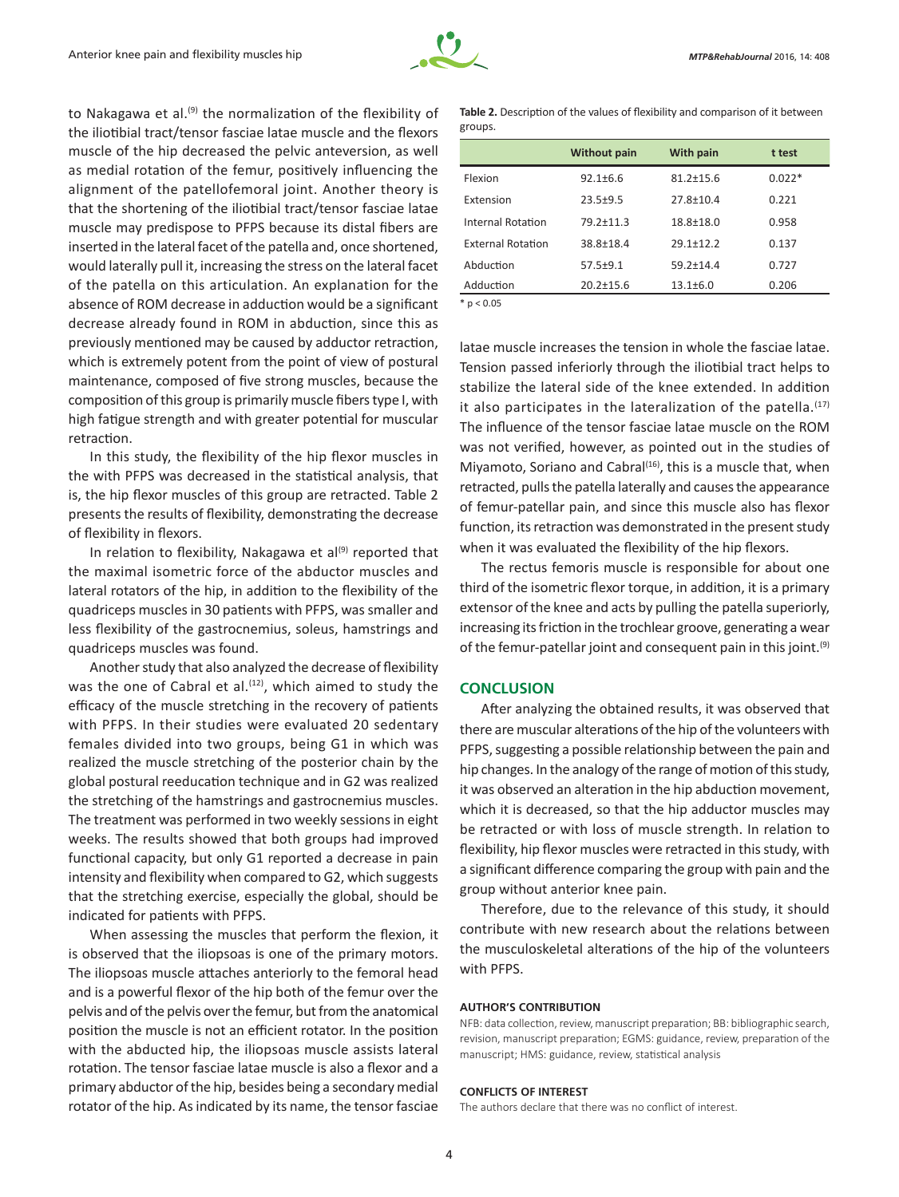to Nakagawa et al.[9] the normalization of the flexibility of the iliotibial tract/tensor fasciae latae muscle and the flexors muscle of the hip decreased the pelvic anteversion, as well as medial rotation of the femur, positively influencing the alignment of the patellofemoral joint. Another theory is that the shortening of the iliotibial tract/tensor fasciae latae muscle may predispose to PFPS because its distal fibers are inserted in the lateral facet of the patella and, once shortened, would laterally pull it, increasing the stress on the lateral facet of the patella on this articulation. An explanation for the absence of ROM decrease in adduction would be a significant decrease already found in ROM in abduction, since this as previously mentioned may be caused by adductor retraction, which is extremely potent from the point of view of postural maintenance, composed of five strong muscles, because the composition of this group is primarily muscle fibers type I, with high fatigue strength and with greater potential for muscular retraction.

In this study, the flexibility of the hip flexor muscles in the with PFPS was decreased in the statistical analysis, that is, the hip flexor muscles of this group are retracted. Table 2 presents the results of flexibility, demonstrating the decrease of flexibility in flexors.

In relation to flexibility, Nakagawa et al[9] reported that the maximal isometric force of the abductor muscles and lateral rotators of the hip, in addition to the flexibility of the quadriceps muscles in 30 patients with PFPS, was smaller and less flexibility of the gastrocnemius, soleus, hamstrings and quadriceps muscles was found.

Another study that also analyzed the decrease of flexibility was the one of Cabral et al.[12], which aimed to study the efficacy of the muscle stretching in the recovery of patients with PFPS. In their studies were evaluated 20 sedentary females divided into two groups, being G1 in which was realized the muscle stretching of the posterior chain by the global postural reeducation technique and in G2 was realized the stretching of the hamstrings and gastrocnemius muscles. The treatment was performed in two weekly sessions in eight weeks. The results showed that both groups had improved functional capacity, but only G1 reported a decrease in pain intensity and flexibility when compared to G2, which suggests that the stretching exercise, especially the global, should be indicated for patients with PFPS.

When assessing the muscles that perform the flexion, it is observed that the iliopsoas is one of the primary motors. The iliopsoas muscle attaches anteriorly to the femoral head and is a powerful flexor of the hip both of the femur over the pelvis and of the pelvis over the femur, but from the anatomical position the muscle is not an efficient rotator. In the position with the abducted hip, the iliopsoas muscle assists lateral rotation. The tensor fasciae latae muscle is also a flexor and a primary abductor of the hip, besides being a secondary medial rotator of the hip. As indicated by its name, the tensor fasciae latae muscle increases the tension in whole the fasciae latae. Tension passed inferiorly through the iliotibial tract helps to stabilize the lateral side of the knee extended. In addition it also participates in the lateralization of the patella.[17] The influence of the tensor fasciae latae muscle on the ROM was not verified, however, as pointed out in the studies of Miyamoto, Soriano and Cabral[16], this is a muscle that, when retracted, pulls the patella laterally and causes the appearance of femur-patellar pain, and since this muscle also has flexor function, its retraction was demonstrated in the present study when it was evaluated the flexibility of the hip flexors.

The rectus femoris muscle is responsible for about one third of the isometric flexor torque, in addition, it is a primary extensor of the knee and acts by pulling the patella superiorly, increasing its friction in the trochlear groove, generating a wear of the femur-patellar joint and consequent pain in this joint.[9]

**Table 2.** Description of the values of flexibility and comparison of it between groups.

| | Without pain | With pain | t test |
|---|---|---|---|
| Flexion | 92.1±6.6 | 81.2±15.6 | 0.022* |
| Extension | 23.5±9.5 | 27.8±10.4 | 0.221 |
| Internal Rotation | 79.2±11.3 | 18.8±18.0 | 0.958 |
| External Rotation | 38.8±18.4 | 29.1±12.2 | 0.137 |
| Abduction | 57.5±9.1 | 59.2±14.4 | 0.727 |
| Adduction | 20.2±15.6 | 13.1±6.0 | 0.206 |

\* $p < 0.05$

## CONCLUSION

After analyzing the obtained results, it was observed that there are muscular alterations of the hip of the volunteers with PFPS, suggesting a possible relationship between the pain and hip changes. In the analogy of the range of motion of this study, it was observed an alteration in the hip abduction movement, which it is decreased, so that the hip adductor muscles may be retracted or with loss of muscle strength. In relation to flexibility, hip flexor muscles were retracted in this study, with a significant difference comparing the group with pain and the group without anterior knee pain.

Therefore, due to the relevance of this study, it should contribute with new research about the relations between the musculoskeletal alterations of the hip of the volunteers with PFPS.

### AUTHOR'S CONTRIBUTION

NFB: data collection, review, manuscript preparation; BB: bibliographic search, revision, manuscript preparation; EGMS: guidance, review, preparation of the manuscript; HMS: guidance, review, statistical analysis

### CONFLICTS OF INTEREST

The authors declare that there was no conflict of interest.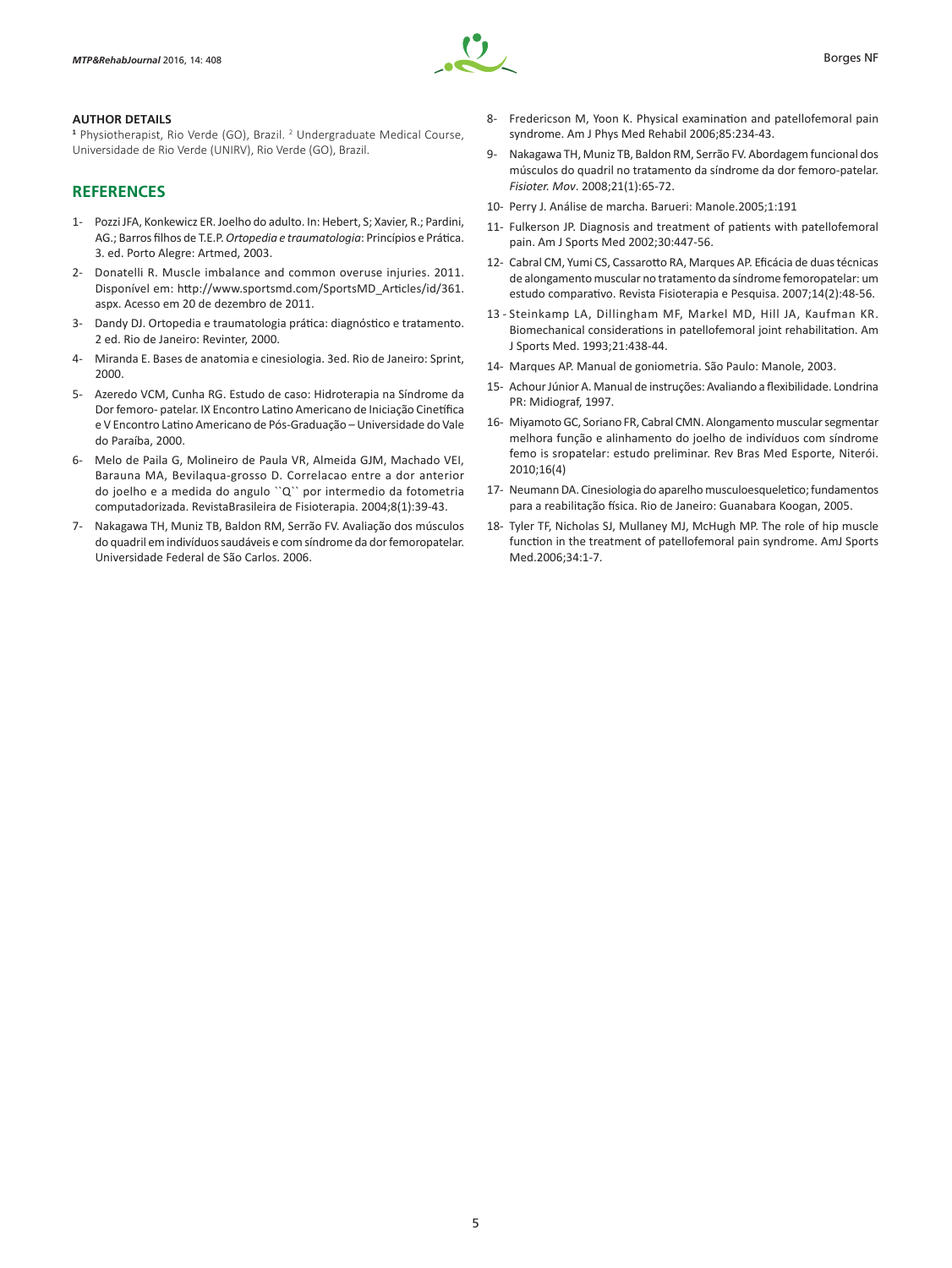**AUTHOR DETAILS**

[1] Physiotherapist, Rio Verde (GO), Brazil. [2] Undergraduate Medical Course, Universidade de Rio Verde (UNIRV), Rio Verde (GO), Brazil.

## REFERENCES

1- Pozzi JFA, Konkewicz ER. Joelho do adulto. In: Hebert, S; Xavier, R.; Pardini, AG.; Barros filhos de T.E.P. *Ortopedia e traumatologia*: Princípios e Prática. 3. ed. Porto Alegre: Artmed, 2003.

2- Donatelli R. Muscle imbalance and common overuse injuries. 2011. Disponível em: http://www.sportsmd.com/SportsMD_Articles/id/361.aspx. Acesso em 20 de dezembro de 2011.

3- Dandy DJ. Ortopedia e traumatologia prática: diagnóstico e tratamento. 2 ed. Rio de Janeiro: Revinter, 2000.

4- Miranda E. Bases de anatomia e cinesiologia. 3ed. Rio de Janeiro: Sprint, 2000.

5- Azeredo VCM, Cunha RG. Estudo de caso: Hidroterapia na Síndrome da Dor femoro- patelar. IX Encontro Latino Americano de Iniciação Cinetífica e V Encontro Latino Americano de Pós-Graduação – Universidade do Vale do Paraíba, 2000.

6- Melo de Paila G, Molineiro de Paula VR, Almeida GJM, Machado VEI, Barauna MA, Bevilaqua-grosso D. Correlacao entre a dor anterior do joelho e a medida do angulo ``Q`` por intermedio da fotometria computadorizada. RevistaBrasileira de Fisioterapia. 2004;8(1):39-43.

7- Nakagawa TH, Muniz TB, Baldon RM, Serrão FV. Avaliação dos músculos do quadril em indivíduos saudáveis e com síndrome da dor femoropatelar. Universidade Federal de São Carlos. 2006.

8- Fredericson M, Yoon K. Physical examination and patellofemoral pain syndrome. Am J Phys Med Rehabil 2006;85:234-43.

9- Nakagawa TH, Muniz TB, Baldon RM, Serrão FV. Abordagem funcional dos músculos do quadril no tratamento da síndrome da dor femoro-patelar. *Fisioter. Mov*. 2008;21(1):65-72.

10- Perry J. Análise de marcha. Barueri: Manole.2005;1:191

11- Fulkerson JP. Diagnosis and treatment of patients with patellofemoral pain. Am J Sports Med 2002;30:447-56.

12- Cabral CM, Yumi CS, Cassarotto RA, Marques AP. Eficácia de duas técnicas de alongamento muscular no tratamento da síndrome femoropatelar: um estudo comparativo. Revista Fisioterapia e Pesquisa. 2007;14(2):48-56.

13 - Steinkamp LA, Dillingham MF, Markel MD, Hill JA, Kaufman KR. Biomechanical considerations in patellofemoral joint rehabilitation. Am J Sports Med. 1993;21:438-44.

14- Marques AP. Manual de goniometria. São Paulo: Manole, 2003.

15- Achour Júnior A. Manual de instruções: Avaliando a flexibilidade. Londrina PR: Midiograf, 1997.

16- Miyamoto GC, Soriano FR, Cabral CMN. Alongamento muscular segmentar melhora função e alinhamento do joelho de indivíduos com síndrome femo is sropatelar: estudo preliminar. Rev Bras Med Esporte, Niterói. 2010;16(4)

17- Neumann DA. Cinesiologia do aparelho musculoesqueletico; fundamentos para a reabilitação física. Rio de Janeiro: Guanabara Koogan, 2005.

18- Tyler TF, Nicholas SJ, Mullaney MJ, McHugh MP. The role of hip muscle function in the treatment of patellofemoral pain syndrome. AmJ Sports Med.2006;34:1-7.